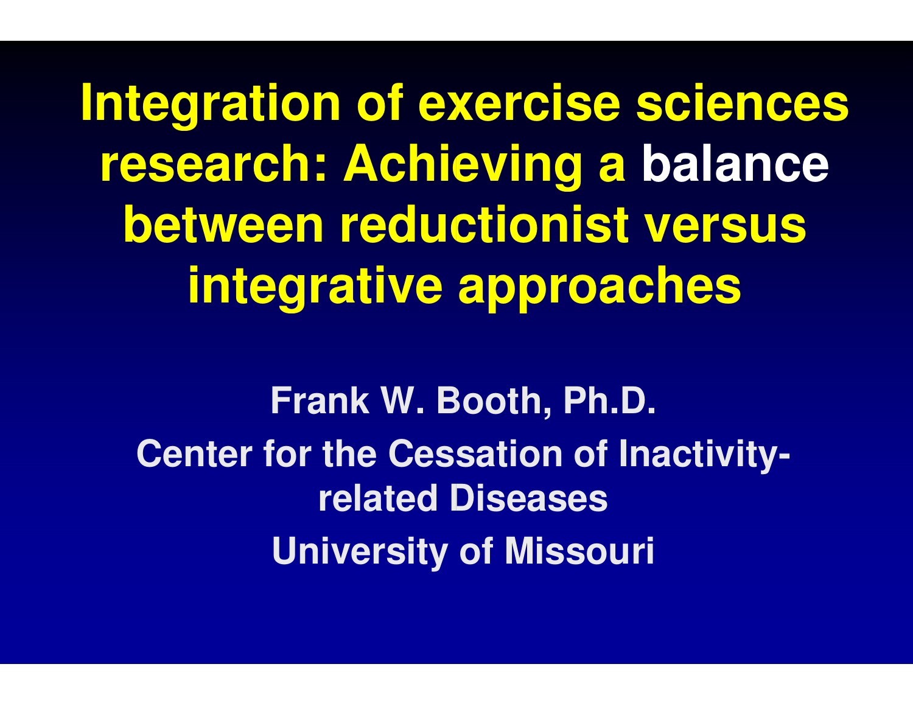# Integration of exercise sciences research: Achieving a balance between reductionist versus integrative approaches

**Frank W. Booth, Ph.D.**

**Center for the Cessation of Inactivity-related Diseases**

**University of Missouri**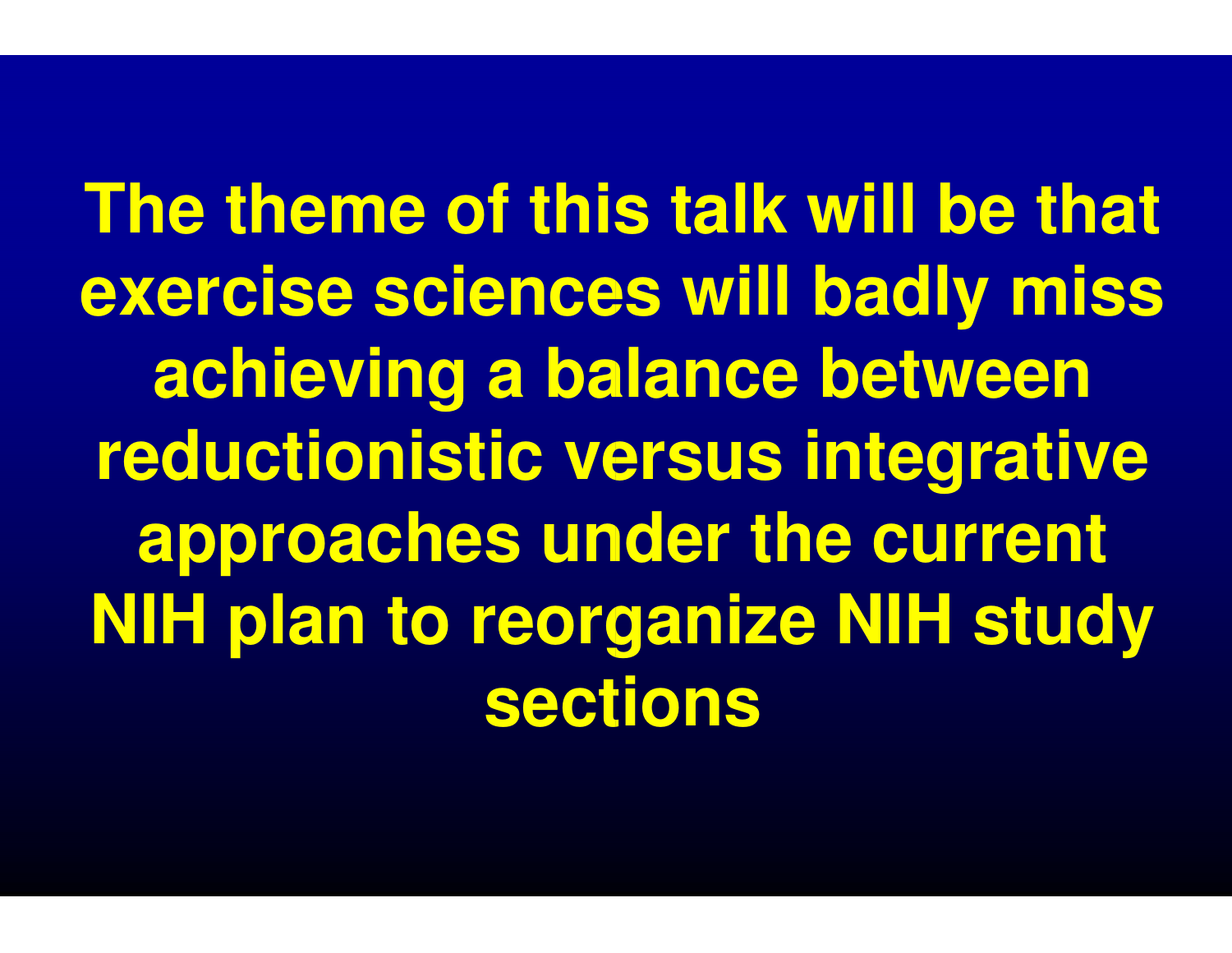**The theme of this talk will be that exercise sciences will badly miss achieving a balance between reductionistic versus integrative approaches under the current NIH plan to reorganize NIH study sections**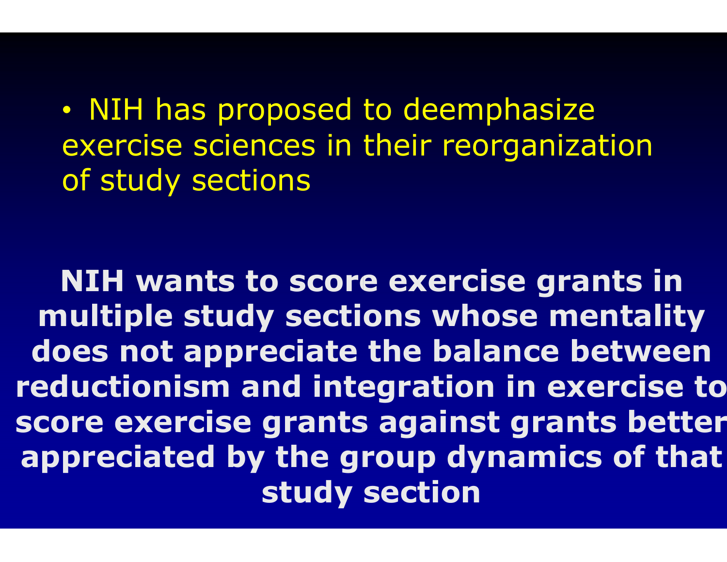- NIH has proposed to deemphasize exercise sciences in their reorganization of study sections

**NIH wants to score exercise grants in multiple study sections whose mentality does not appreciate the balance between reductionism and integration in exercise to score exercise grants against grants better appreciated by the group dynamics of that study section**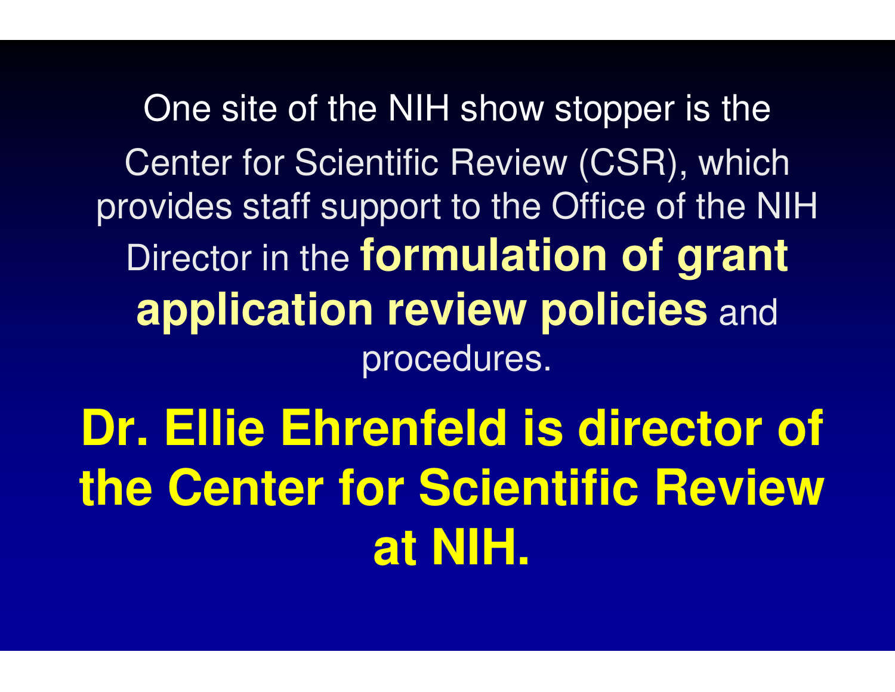One site of the NIH show stopper is the Center for Scientific Review (CSR), which provides staff support to the Office of the NIH Director in the **formulation of grant application review policies** and procedures.

**Dr. Ellie Ehrenfeld is director of the Center for Scientific Review at NIH.**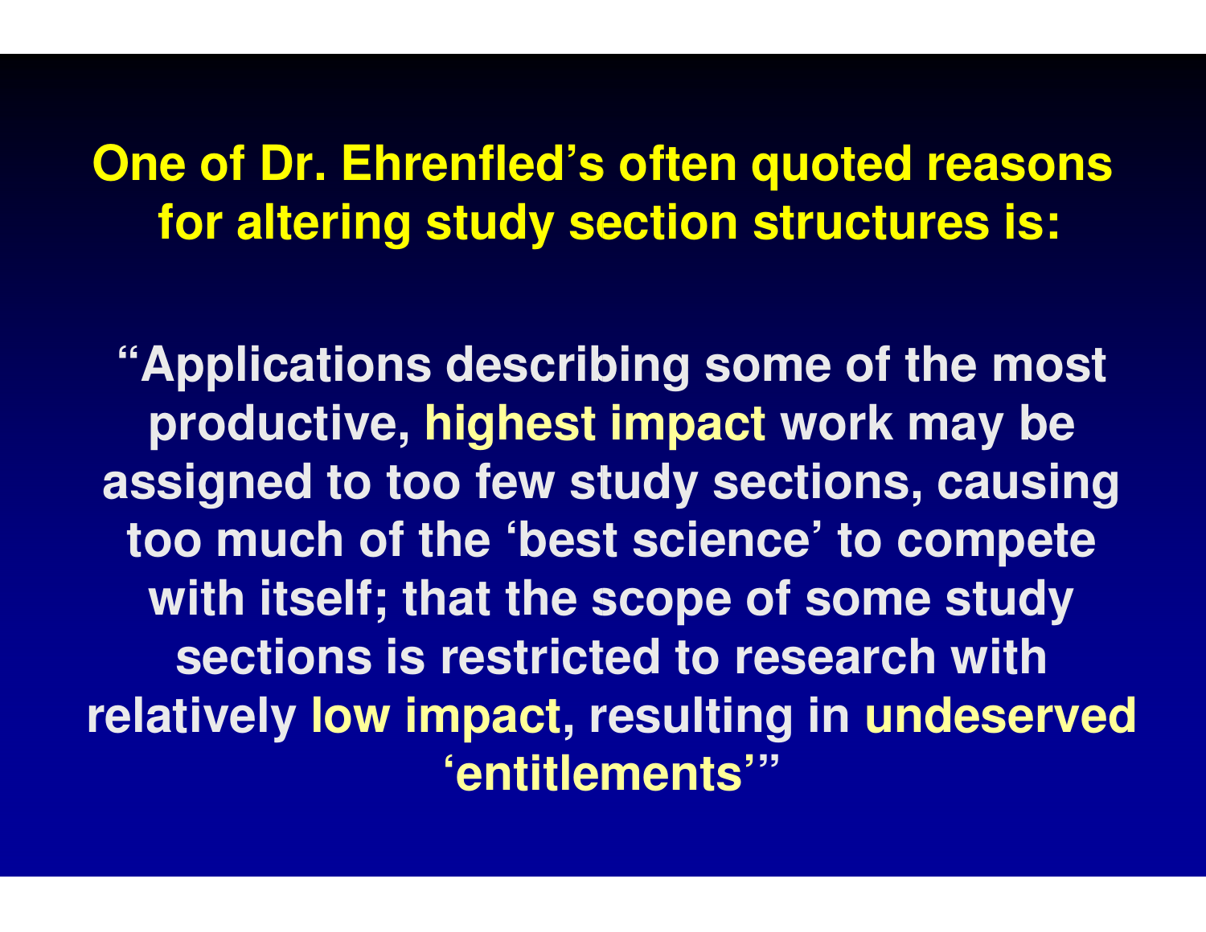## One of Dr. Ehrenfled's often quoted reasons for altering study section structures is:

**"Applications describing some of the most productive, highest impact work may be assigned to too few study sections, causing too much of the 'best science' to compete with itself; that the scope of some study sections is restricted to research with relatively low impact, resulting in undeserved 'entitlements'"**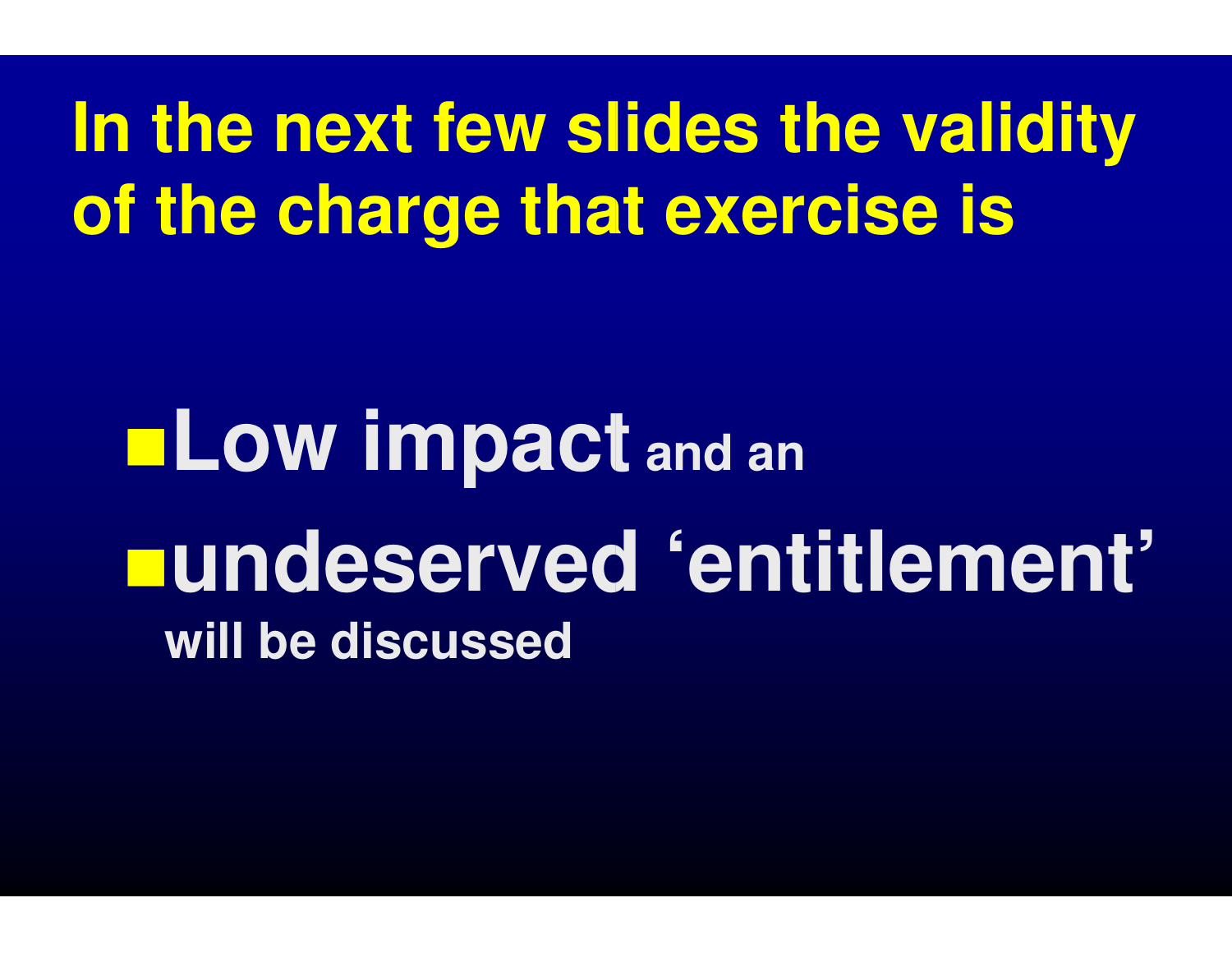# In the next few slides the validity of the charge that exercise is

- **Low impact** and an
- **undeserved 'entitlement'**

**will be discussed**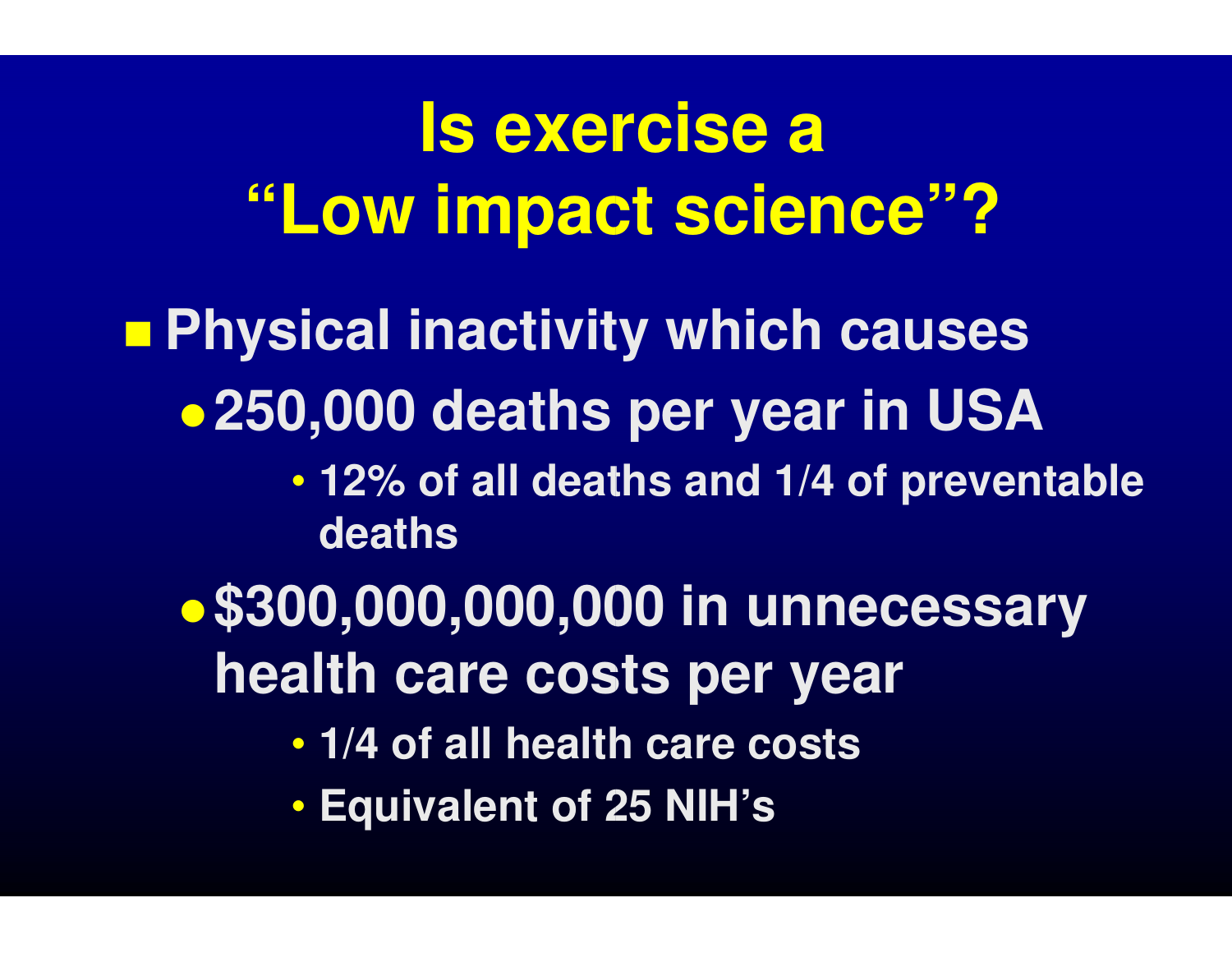# Is exercise a "Low impact science"?

- **Physical inactivity which causes**
  - **250,000 deaths per year in USA**
    - **12% of all deaths and 1/4 of preventable deaths**
  - **$300,000,000,000 in unnecessary health care costs per year**
    - **1/4 of all health care costs**
    - **Equivalent of 25 NIH's**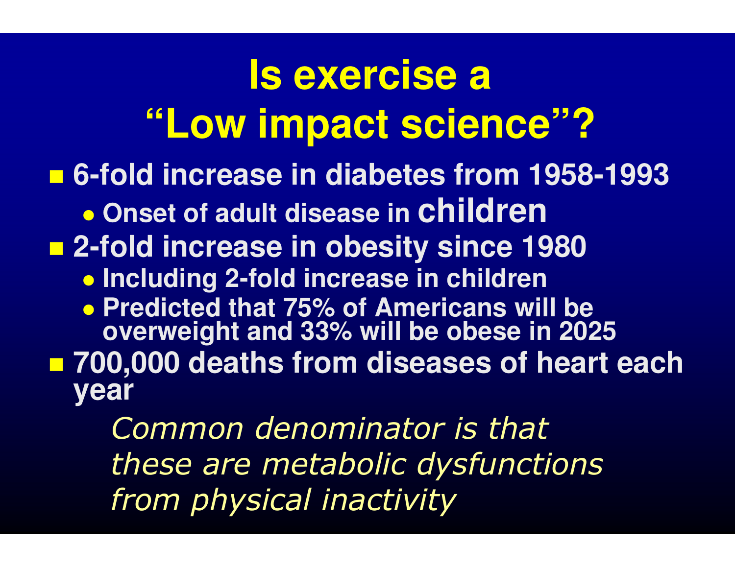# Is exercise a "Low impact science"?

- **6-fold increase in diabetes from 1958-1993**
  - **Onset of adult disease in children**
- **2-fold increase in obesity since 1980**
  - **Including 2-fold increase in children**
  - **Predicted that 75% of Americans will be overweight and 33% will be obese in 2025**
- **700,000 deaths from diseases of heart each year**

*Common denominator is that these are metabolic dysfunctions from physical inactivity*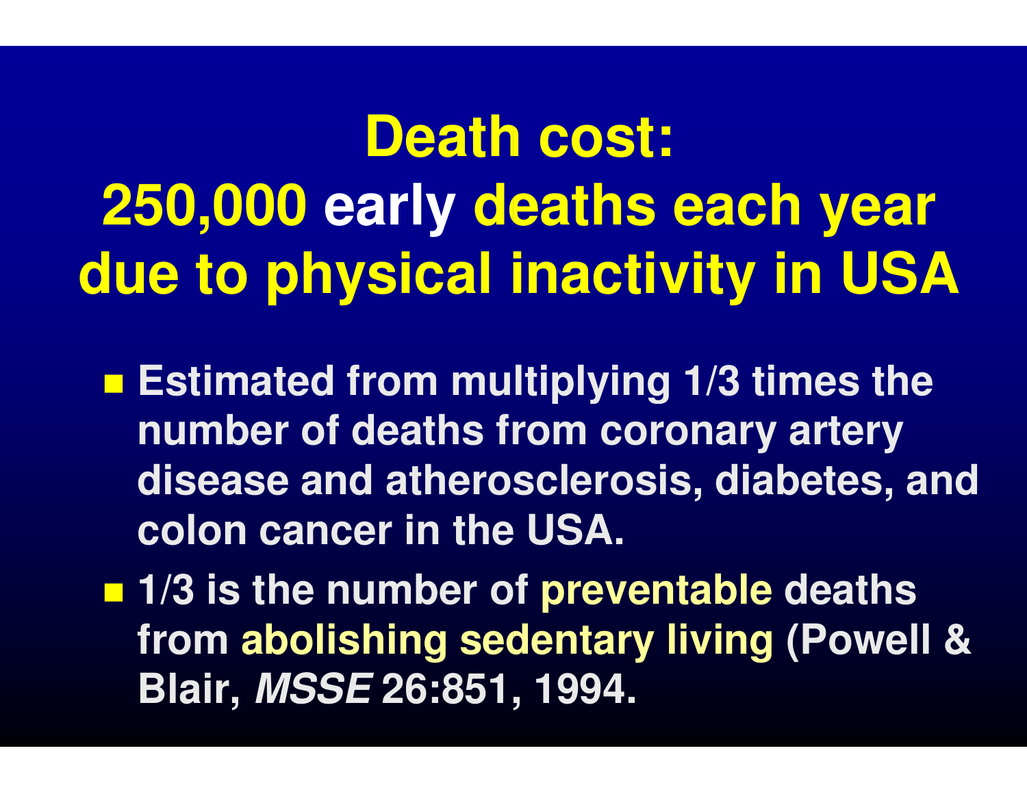# Death cost: 250,000 early deaths each year due to physical inactivity in USA

- Estimated from multiplying 1/3 times the number of deaths from coronary artery disease and atherosclerosis, diabetes, and colon cancer in the USA.
- 1/3 is the number of preventable deaths from abolishing sedentary living (Powell & Blair, *MSSE* 26:851, 1994.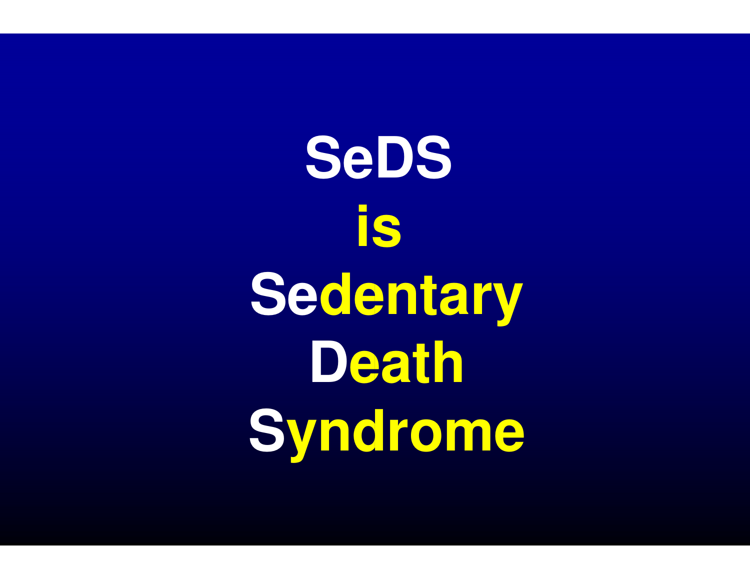# SeDS

# is

# Sedentary

# Death

# Syndrome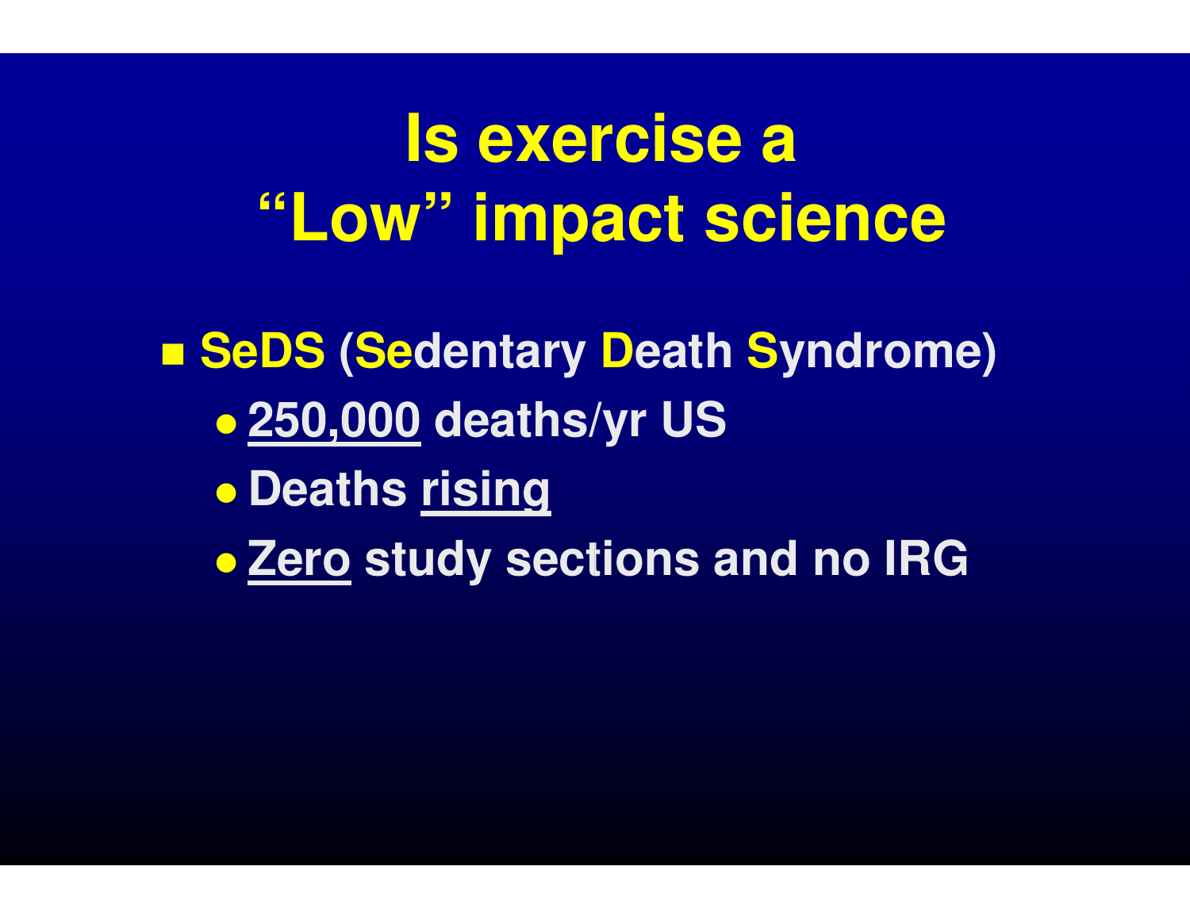# Is exercise a "Low" impact science

- **SeDS (Sedentary Death Syndrome)**
  - **250,000 deaths/yr US**
  - **Deaths rising**
  - **Zero study sections and no IRG**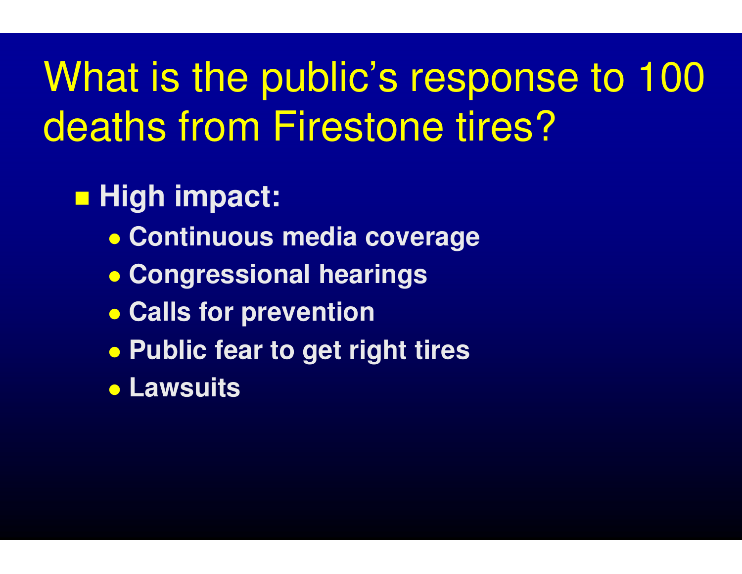# What is the public's response to 100 deaths from Firestone tires?

- **High impact:**
  - **Continuous media coverage**
  - **Congressional hearings**
  - **Calls for prevention**
  - **Public fear to get right tires**
  - **Lawsuits**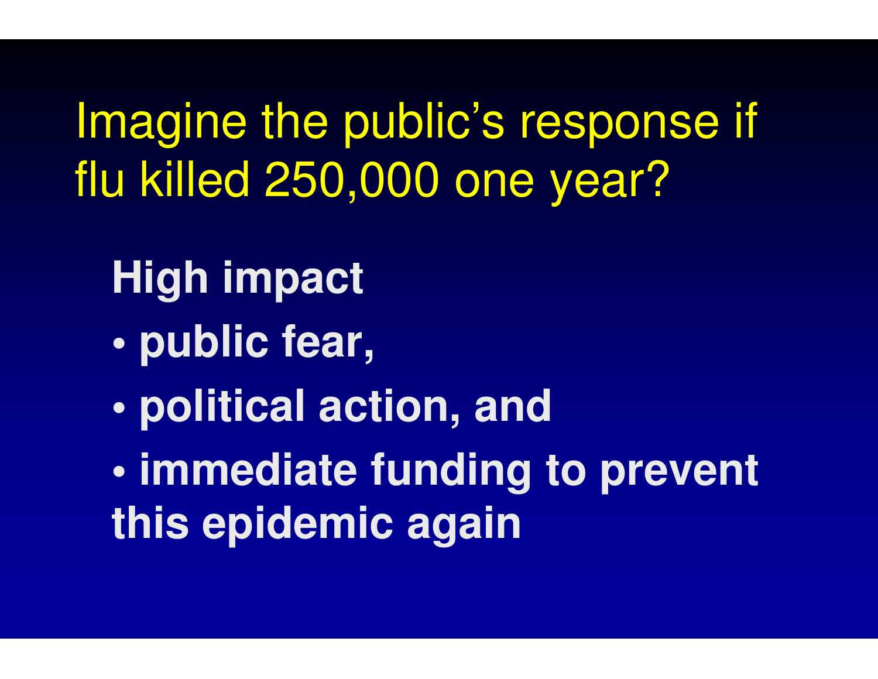# Imagine the public's response if flu killed 250,000 one year?

**High impact**

- **public fear,**
- **political action, and**
- **immediate funding to prevent this epidemic again**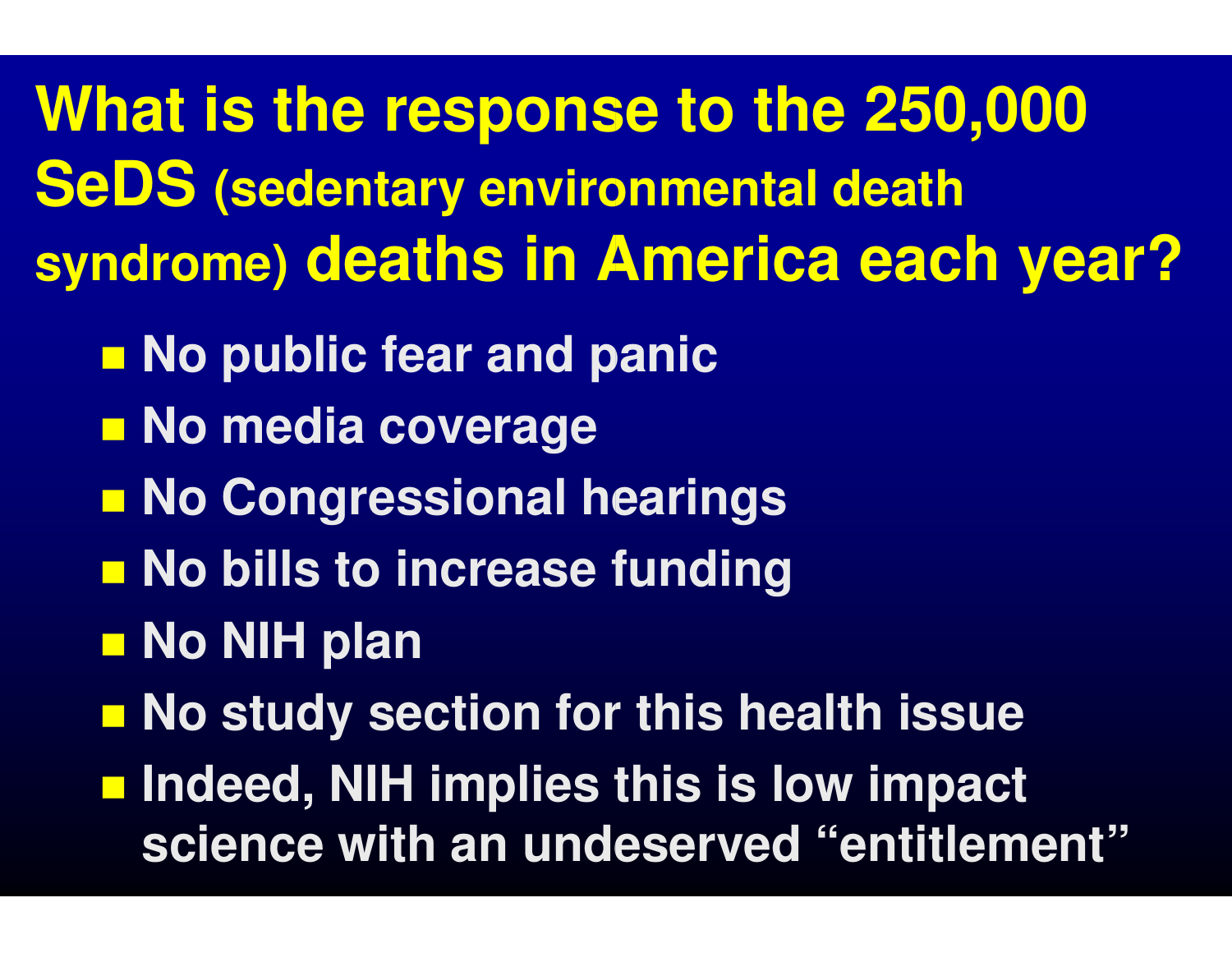# What is the response to the 250,000 SeDS (sedentary environmental death syndrome) deaths in America each year?

- No public fear and panic
- No media coverage
- No Congressional hearings
- No bills to increase funding
- No NIH plan
- No study section for this health issue
- Indeed, NIH implies this is low impact science with an undeserved "entitlement"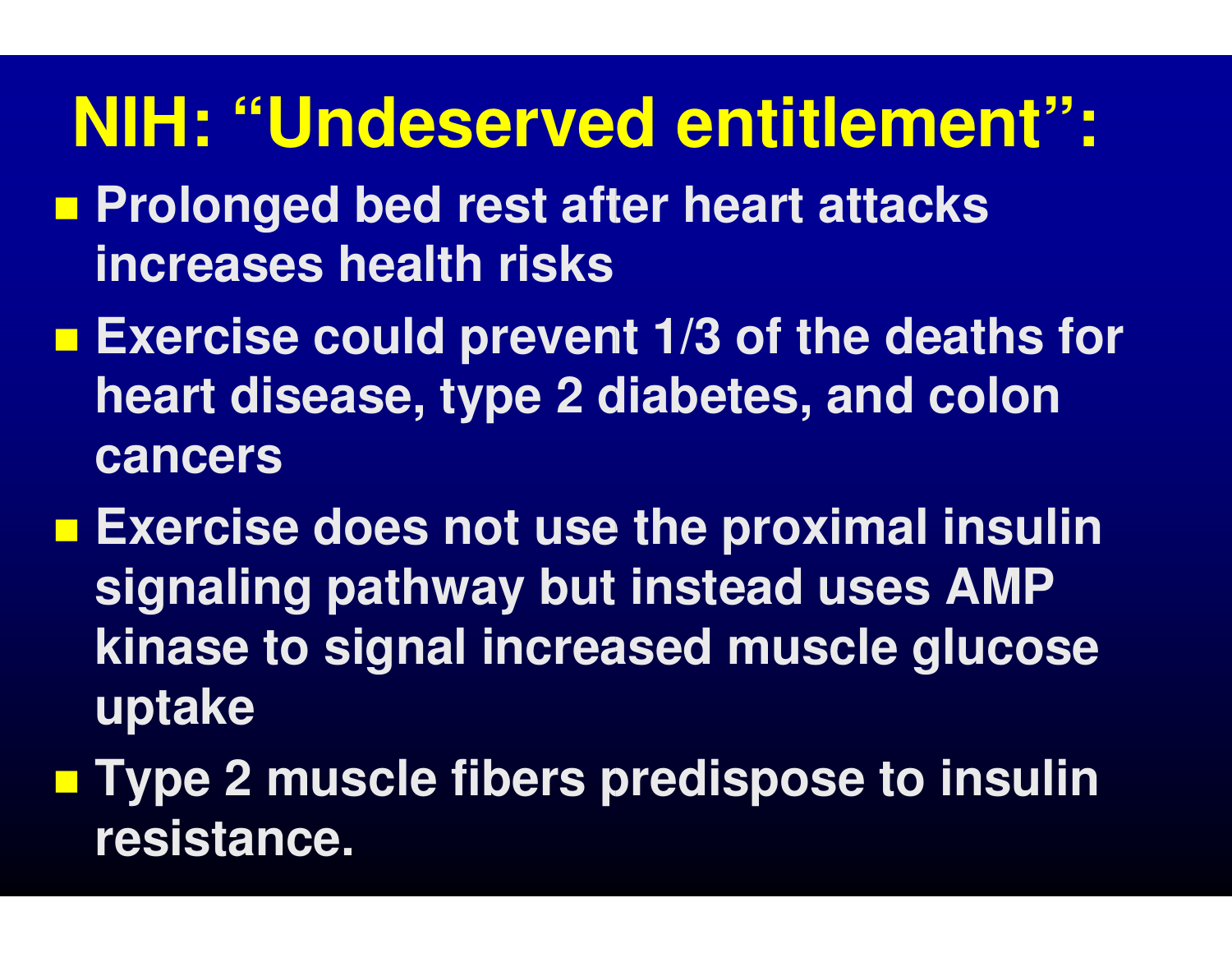# NIH: “Undeserved entitlement”:

- **Prolonged bed rest after heart attacks increases health risks**
- **Exercise could prevent 1/3 of the deaths for heart disease, type 2 diabetes, and colon cancers**
- **Exercise does not use the proximal insulin signaling pathway but instead uses AMP kinase to signal increased muscle glucose uptake**
- **Type 2 muscle fibers predispose to insulin resistance.**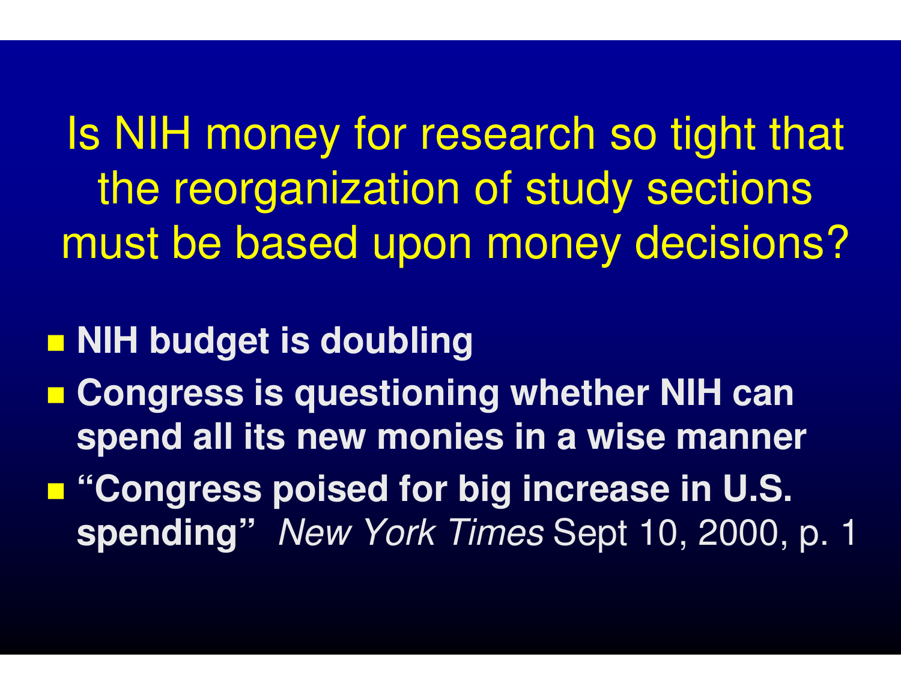# Is NIH money for research so tight that the reorganization of study sections must be based upon money decisions?

- **NIH budget is doubling**
- **Congress is questioning whether NIH can spend all its new monies in a wise manner**
- **"Congress poised for big increase in U.S. spending"** *New York Times* Sept 10, 2000, p. 1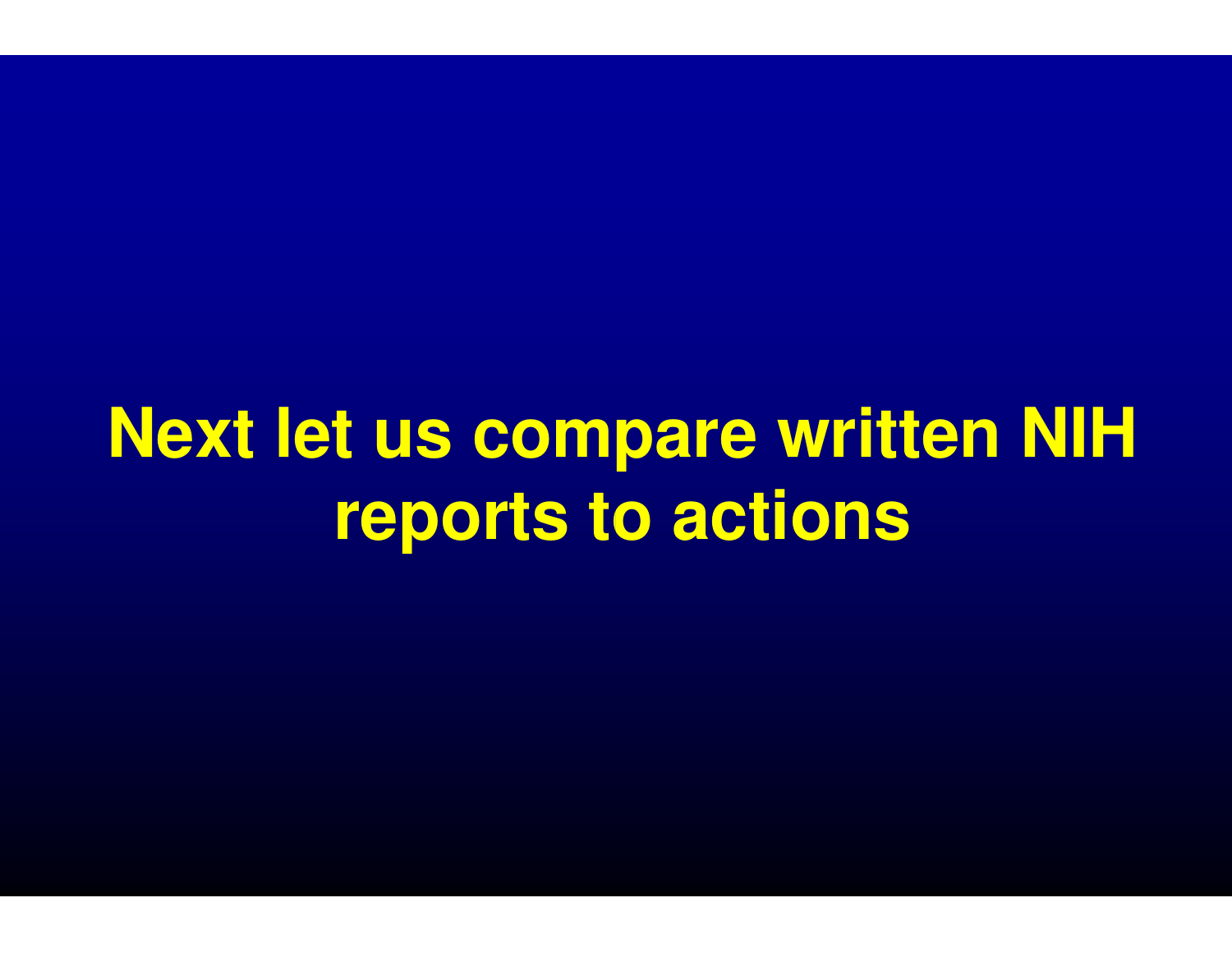# Next let us compare written NIH reports to actions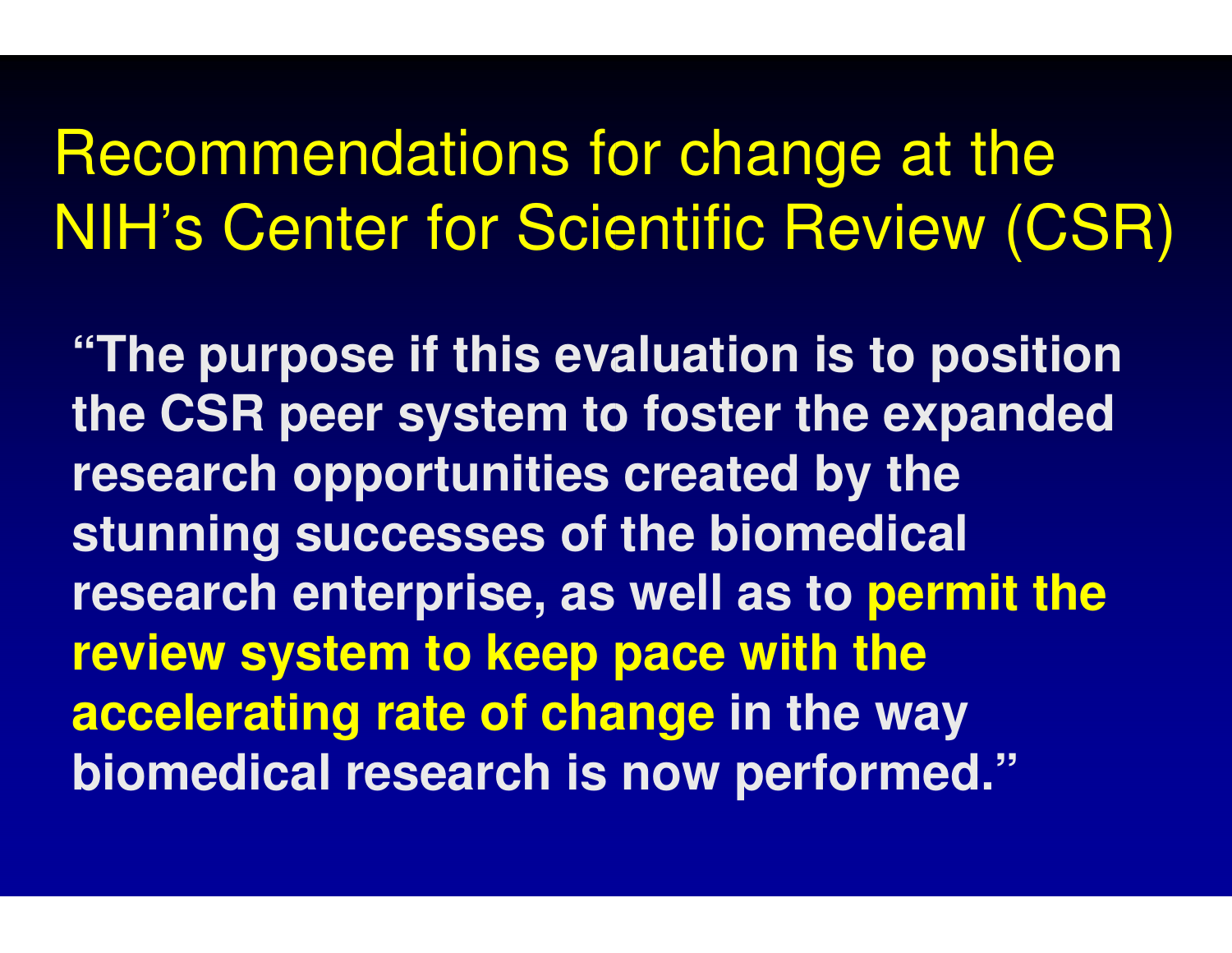# Recommendations for change at the NIH's Center for Scientific Review (CSR)

**"The purpose if this evaluation is to position the CSR peer system to foster the expanded research opportunities created by the stunning successes of the biomedical research enterprise, as well as to permit the review system to keep pace with the accelerating rate of change in the way biomedical research is now performed."**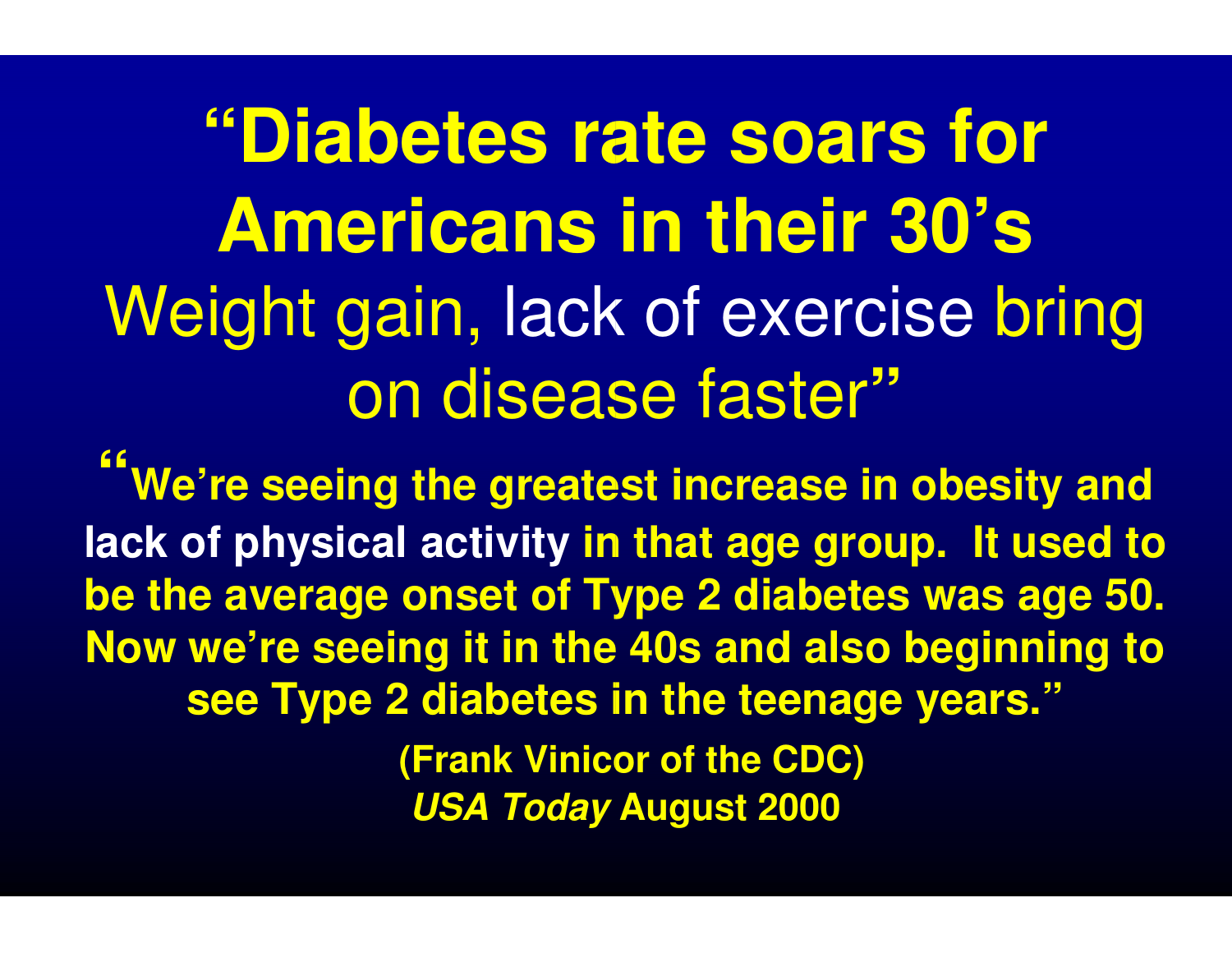# "Diabetes rate soars for Americans in their 30's

Weight gain, lack of exercise bring on disease faster"

**"We're seeing the greatest increase in obesity and lack of physical activity in that age group. It used to be the average onset of Type 2 diabetes was age 50. Now we're seeing it in the 40s and also beginning to see Type 2 diabetes in the teenage years."**

**(Frank Vinicor of the CDC)**

***USA Today* August 2000**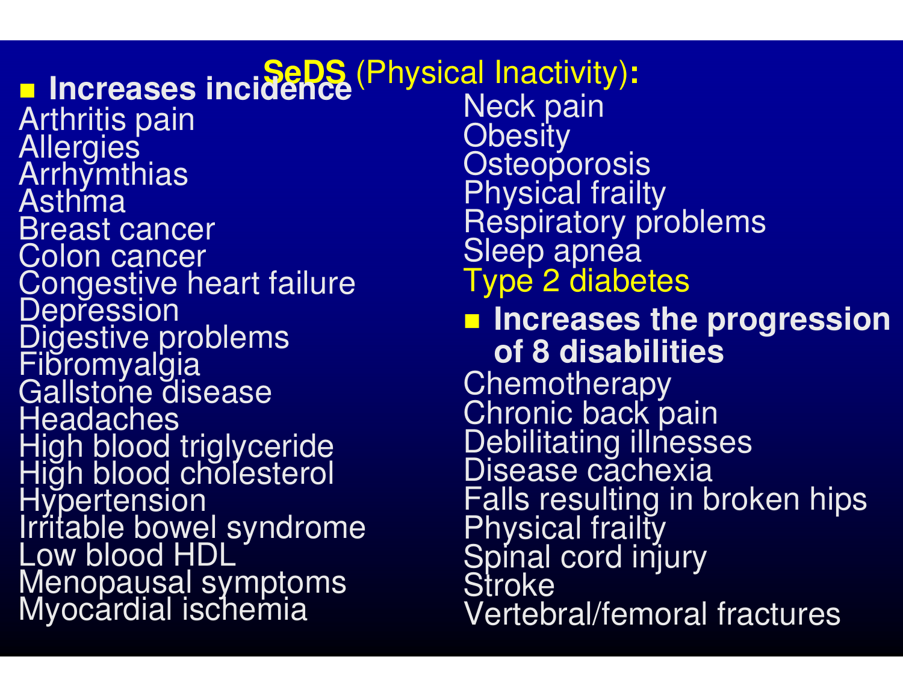# SeDS (Physical Inactivity):

- **Increases incidence**

Arthritis pain
Allergies
Arrhymthias
Asthma
Breast cancer
Colon cancer
Congestive heart failure
Depression
Digestive problems
Fibromyalgia
Gallstone disease
Headaches
High blood triglyceride
High blood cholesterol
Hypertension
Irritable bowel syndrome
Low blood HDL
Menopausal symptoms
Myocardial ischemia
Neck pain
Obesity
Osteoporosis
Physical frailty
Respiratory problems
Sleep apnea
Type 2 diabetes

- **Increases the progression of 8 disabilities**

Chemotherapy
Chronic back pain
Debilitating illnesses
Disease cachexia
Falls resulting in broken hips
Physical frailty
Spinal cord injury
Stroke
Vertebral/femoral fractures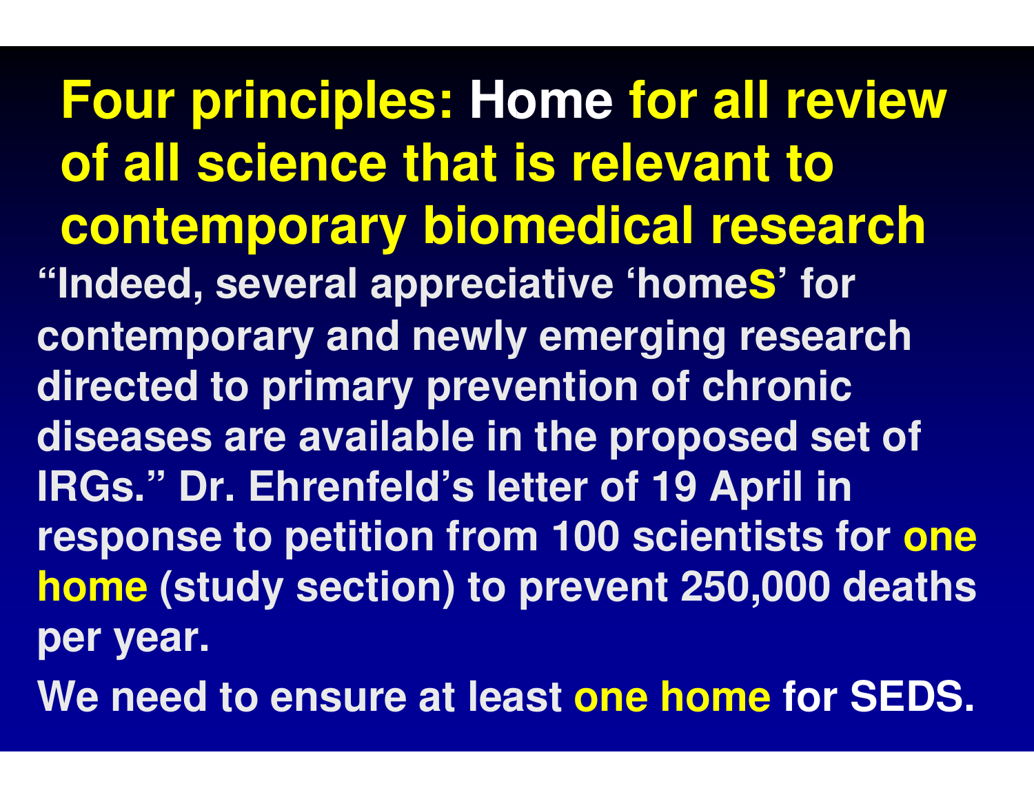# Four principles: Home for all review of all science that is relevant to contemporary biomedical research

"Indeed, several appreciative 'home**s**' for contemporary and newly emerging research directed to primary prevention of chronic diseases are available in the proposed set of IRGs." Dr. Ehrenfeld's letter of 19 April in response to petition from 100 scientists for **one home** (study section) to prevent 250,000 deaths per year.

We need to ensure at least **one home** for SEDS.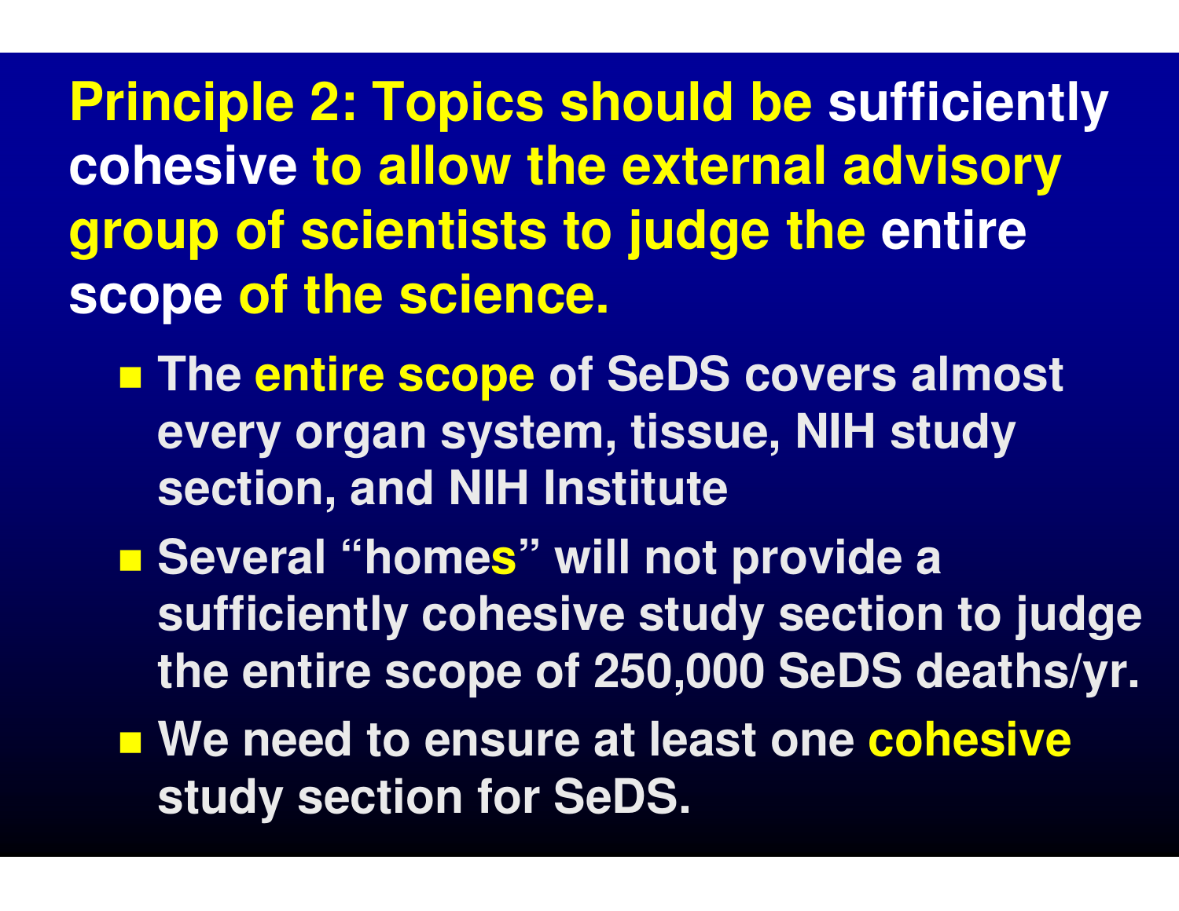# Principle 2: Topics should be sufficiently cohesive to allow the external advisory group of scientists to judge the entire scope of the science.

- The entire scope of SeDS covers almost every organ system, tissue, NIH study section, and NIH Institute
- Several "homes" will not provide a sufficiently cohesive study section to judge the entire scope of 250,000 SeDS deaths/yr.
- We need to ensure at least one cohesive study section for SeDS.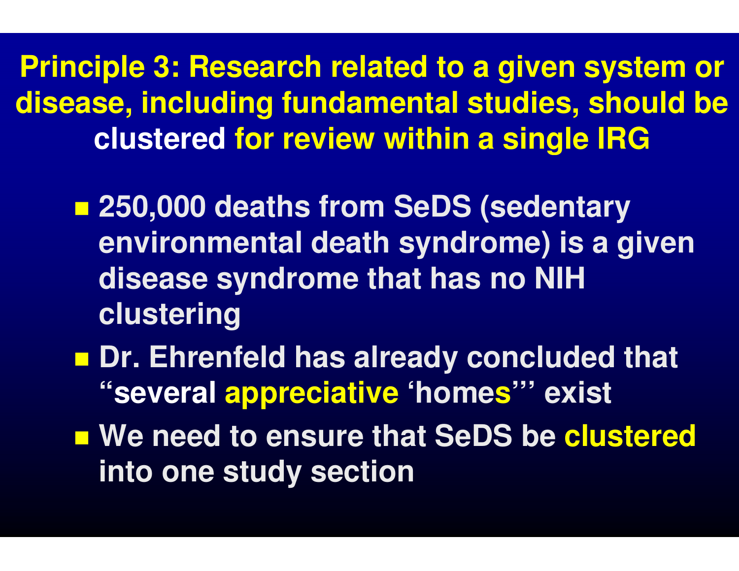# Principle 3: Research related to a given system or disease, including fundamental studies, should be clustered for review within a single IRG

- 250,000 deaths from SeDS (sedentary environmental death syndrome) is a given disease syndrome that has no NIH clustering
- Dr. Ehrenfeld has already concluded that "several appreciative 'homes'" exist
- We need to ensure that SeDS be clustered into one study section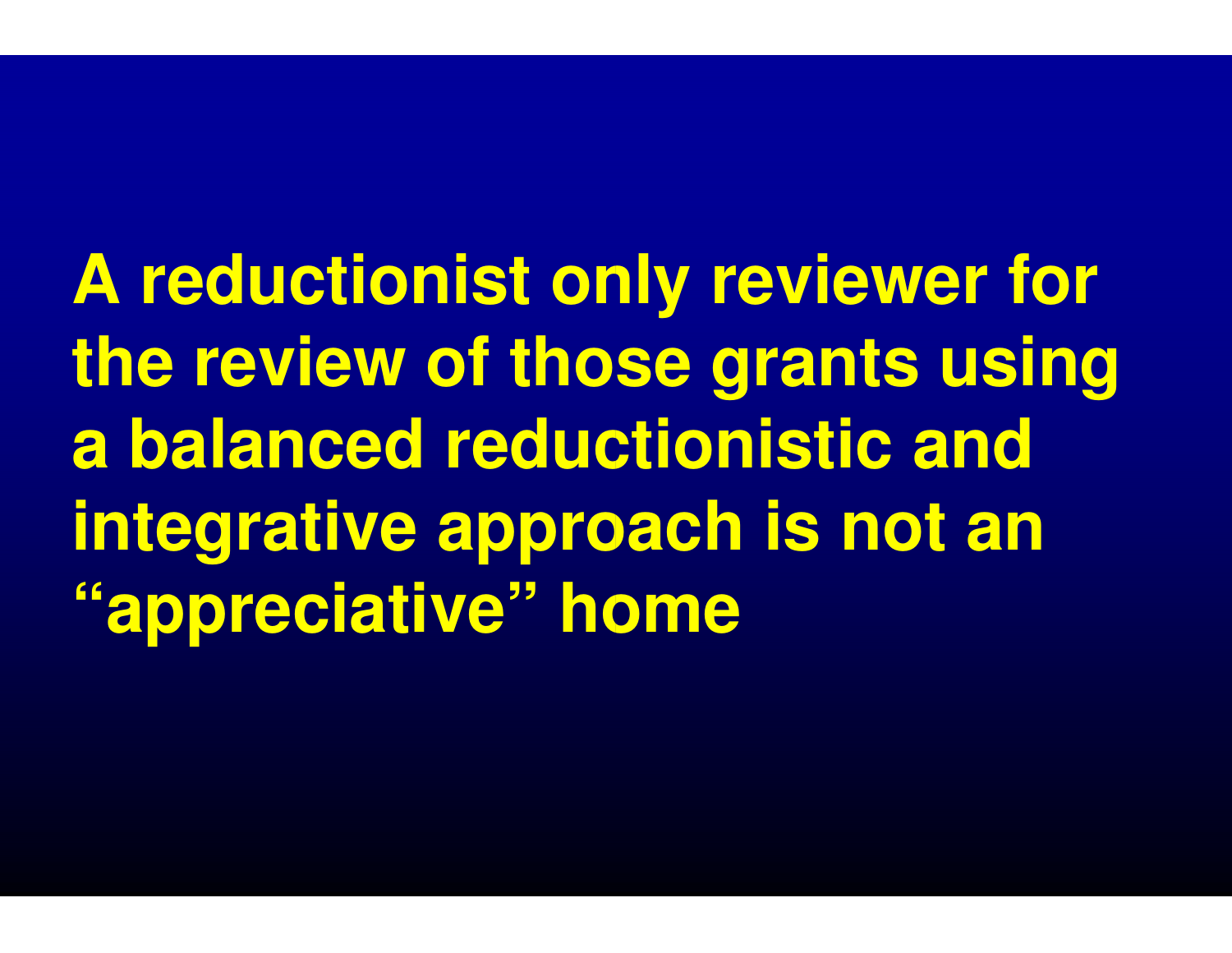**A reductionist only reviewer for the review of those grants using a balanced reductionistic and integrative approach is not an "appreciative" home**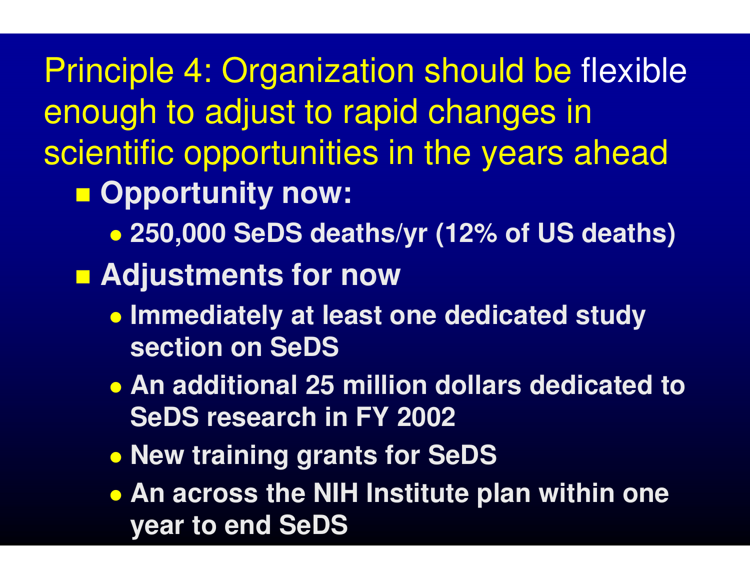# Principle 4: Organization should be flexible enough to adjust to rapid changes in scientific opportunities in the years ahead

- **Opportunity now:**
  - **250,000 SeDS deaths/yr (12% of US deaths)**
- **Adjustments for now**
  - **Immediately at least one dedicated study section on SeDS**
  - **An additional 25 million dollars dedicated to SeDS research in FY 2002**
  - **New training grants for SeDS**
  - **An across the NIH Institute plan within one year to end SeDS**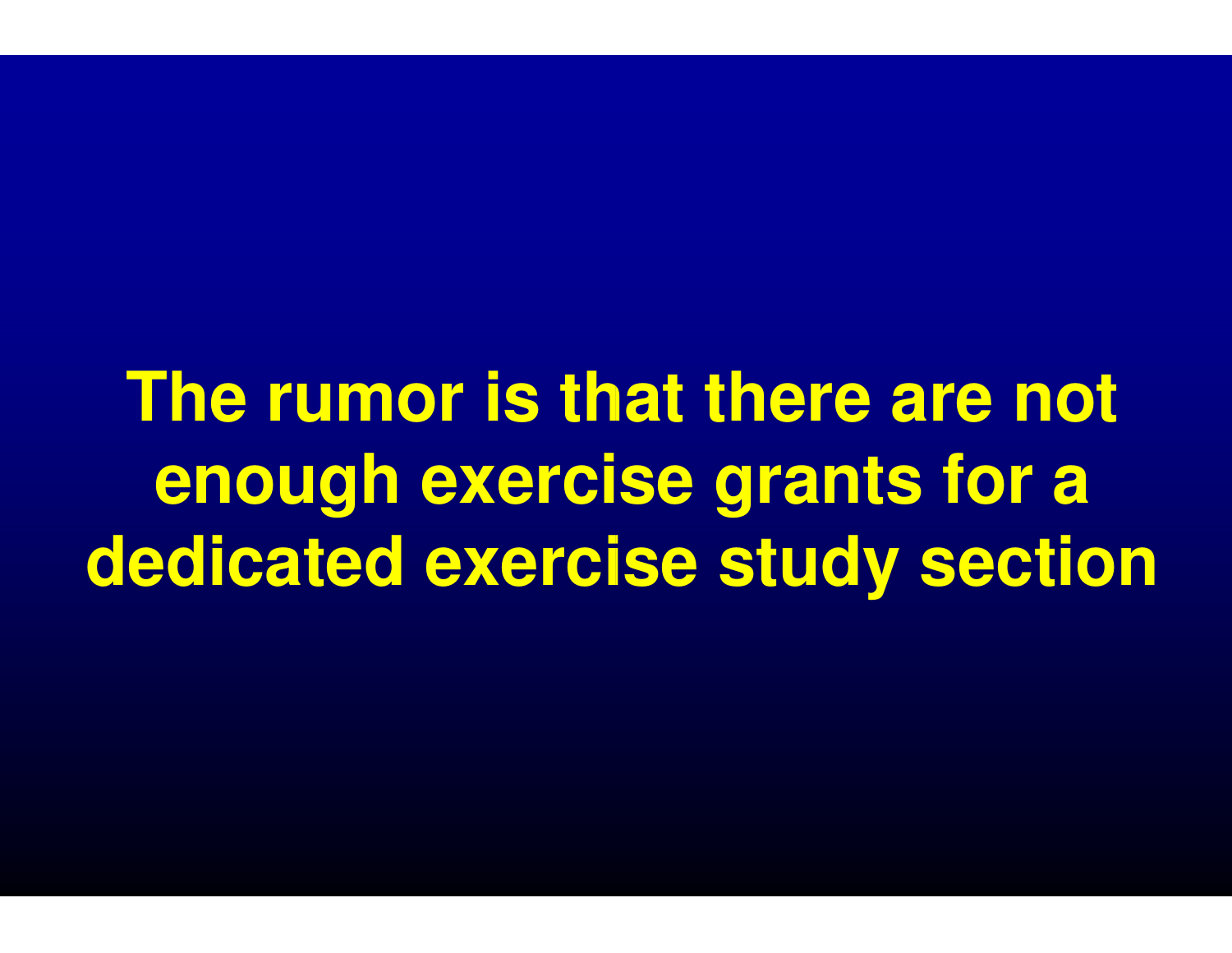**The rumor is that there are not enough exercise grants for a dedicated exercise study section**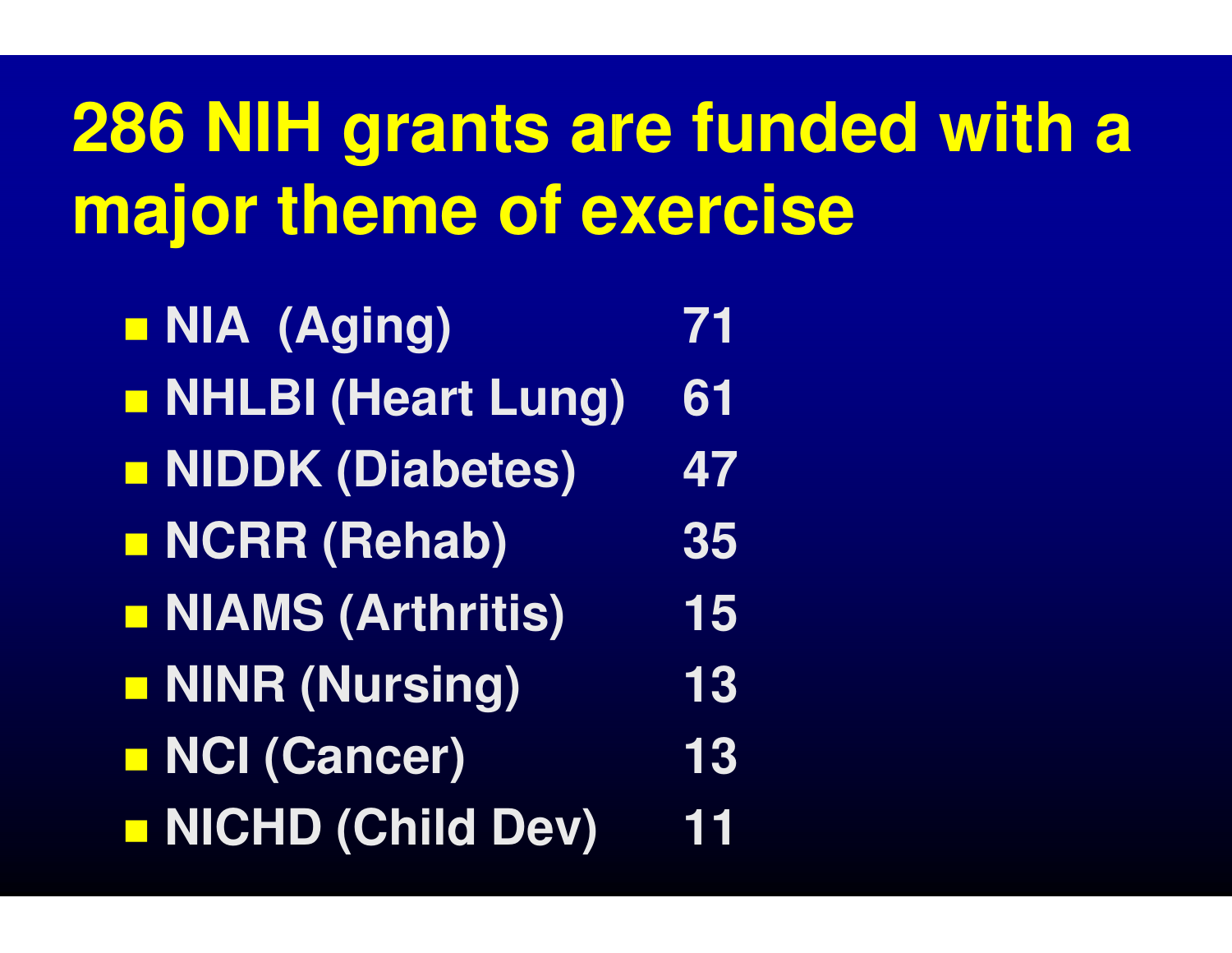# 286 NIH grants are funded with a major theme of exercise

- NIA (Aging) 71
- NHLBI (Heart Lung) 61
- NIDDK (Diabetes) 47
- NCRR (Rehab) 35
- NIAMS (Arthritis) 15
- NINR (Nursing) 13
- NCI (Cancer) 13
- NICHD (Child Dev) 11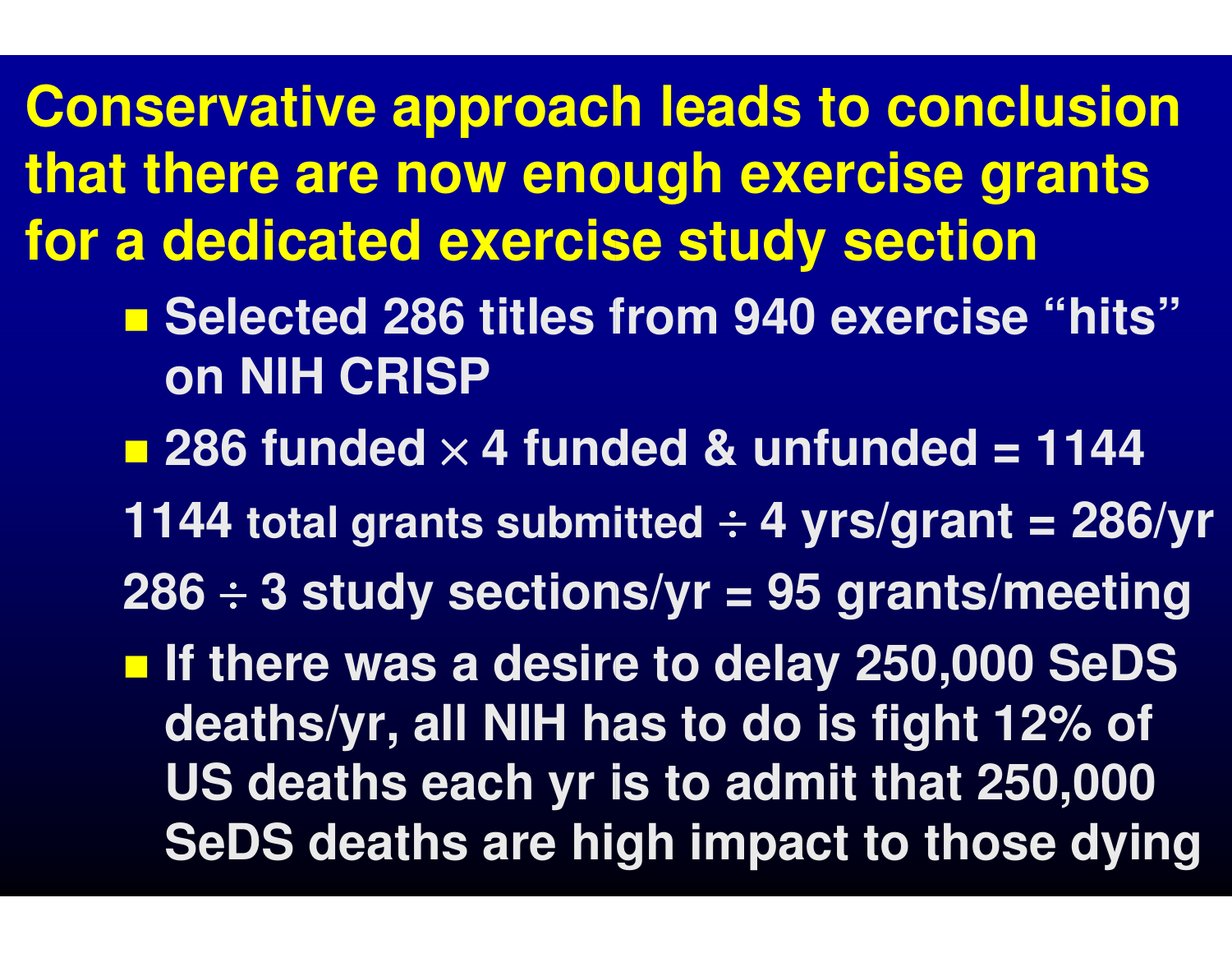# Conservative approach leads to conclusion that there are now enough exercise grants for a dedicated exercise study section

- Selected 286 titles from 940 exercise "hits" on NIH CRISP
- 286 funded $\times$ 4 funded & unfunded = 1144

1144 total grants submitted $\div$ 4 yrs/grant = 286/yr

286 $\div$ 3 study sections/yr = 95 grants/meeting

- If there was a desire to delay 250,000 SeDS deaths/yr, all NIH has to do is fight 12% of US deaths each yr is to admit that 250,000 SeDS deaths are high impact to those dying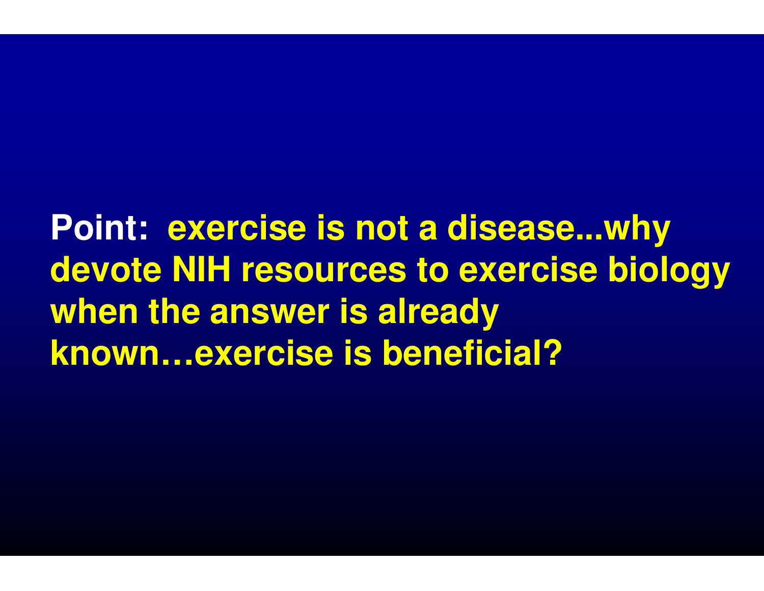**Point:** exercise is not a disease...why devote NIH resources to exercise biology when the answer is already known…exercise is beneficial?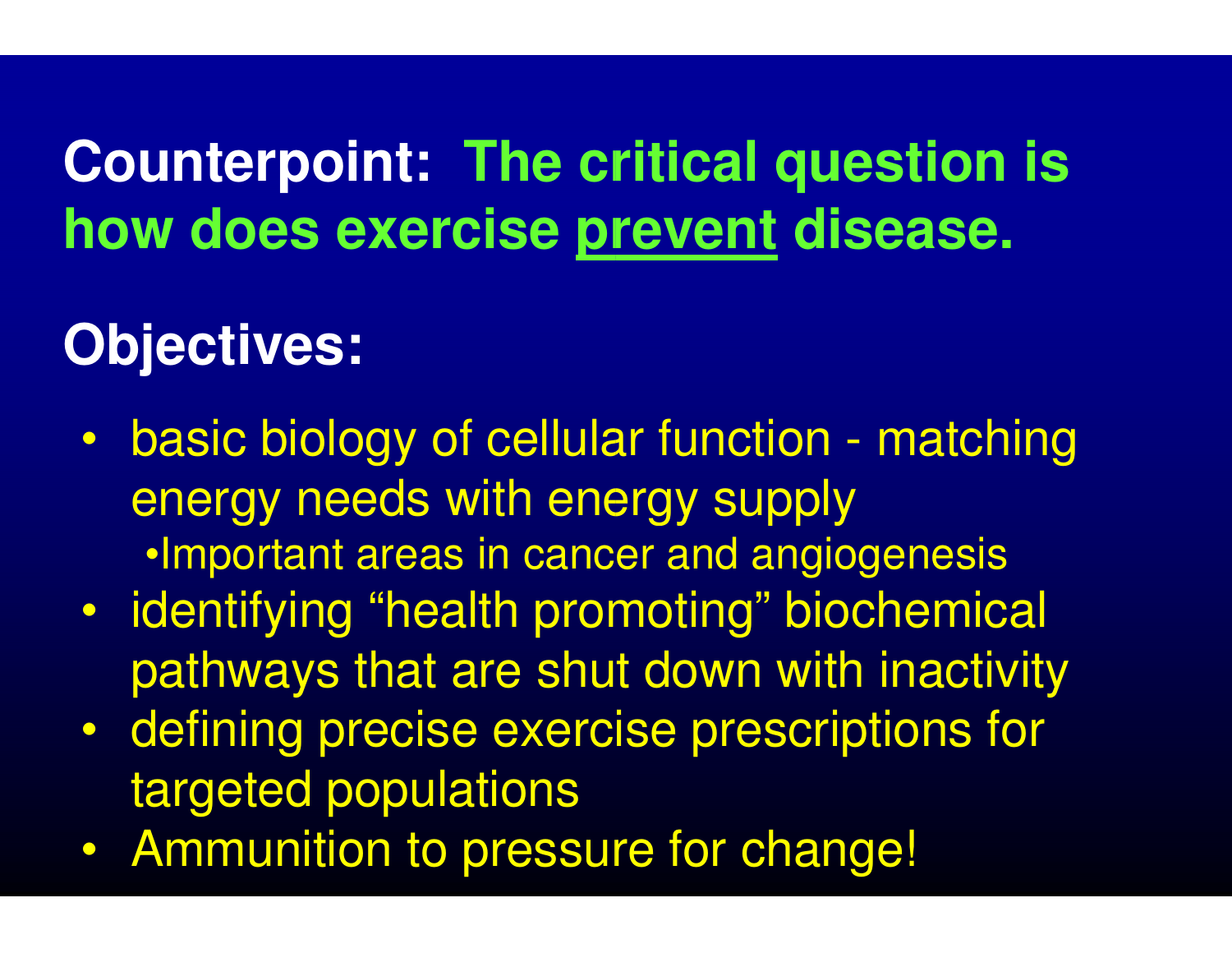**Counterpoint: The critical question is how does exercise prevent disease.**

**Objectives:**

- basic biology of cellular function - matching energy needs with energy supply
  - Important areas in cancer and angiogenesis
- identifying "health promoting" biochemical pathways that are shut down with inactivity
- defining precise exercise prescriptions for targeted populations
- Ammunition to pressure for change!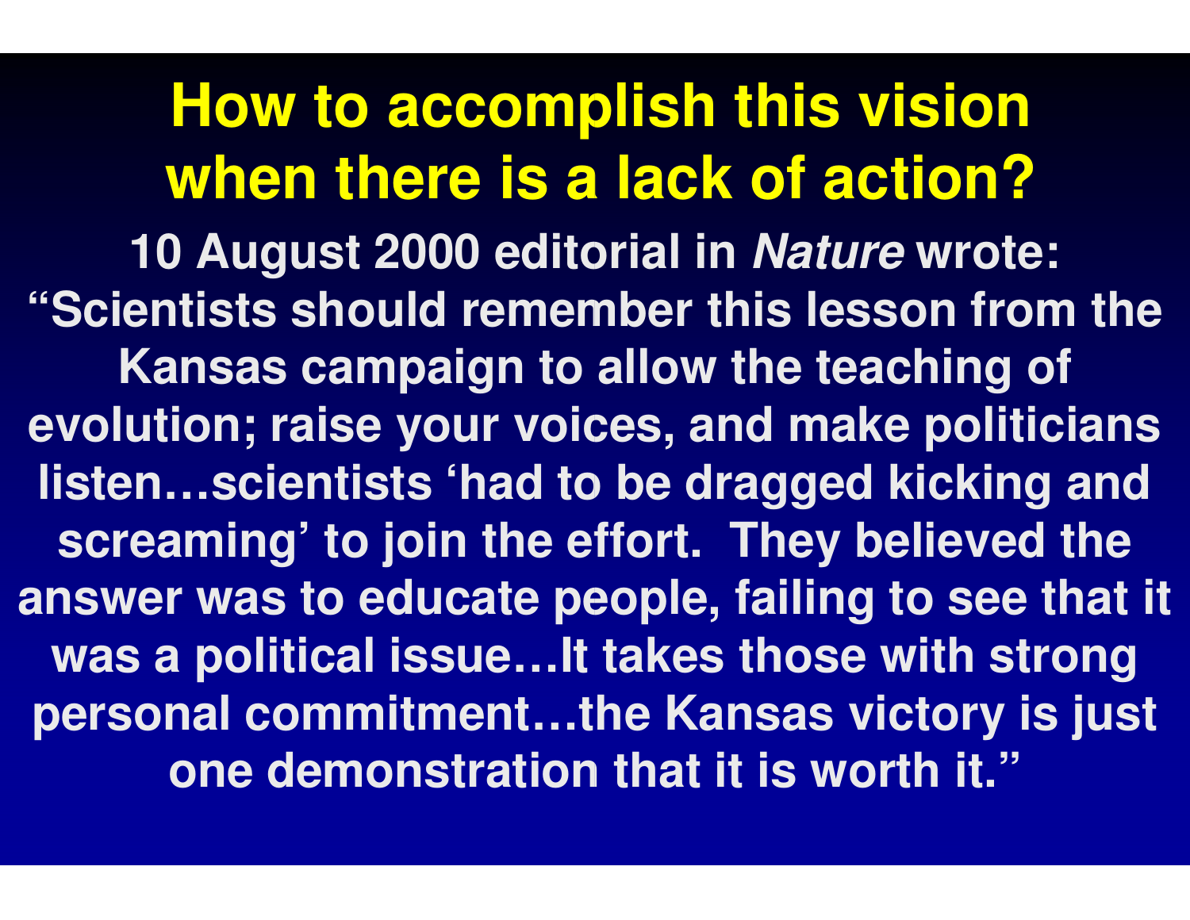# How to accomplish this vision when there is a lack of action?

**10 August 2000 editorial in *Nature* wrote: "Scientists should remember this lesson from the Kansas campaign to allow the teaching of evolution; raise your voices, and make politicians listen…scientists 'had to be dragged kicking and screaming' to join the effort. They believed the answer was to educate people, failing to see that it was a political issue…It takes those with strong personal commitment…the Kansas victory is just one demonstration that it is worth it."**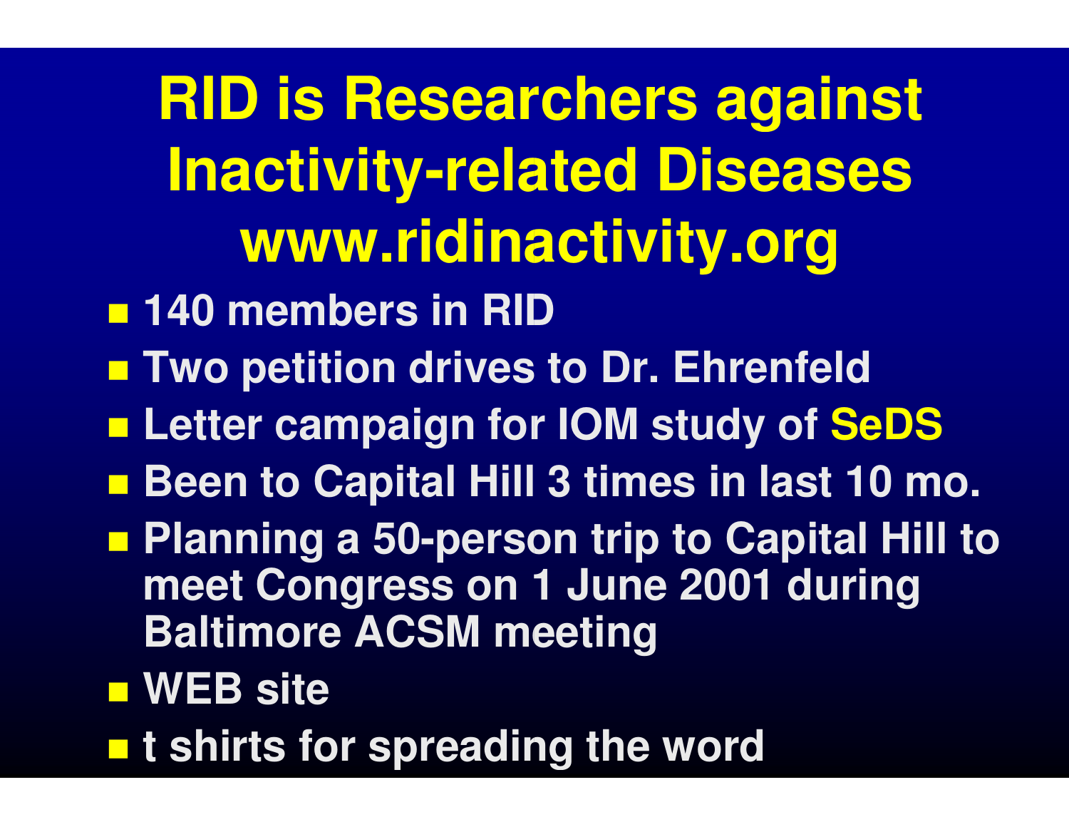# RID is Researchers against Inactivity-related Diseases www.ridinactivity.org

- 140 members in RID
- Two petition drives to Dr. Ehrenfeld
- Letter campaign for IOM study of SeDS
- Been to Capital Hill 3 times in last 10 mo.
- Planning a 50-person trip to Capital Hill to meet Congress on 1 June 2001 during Baltimore ACSM meeting
- WEB site
- t shirts for spreading the word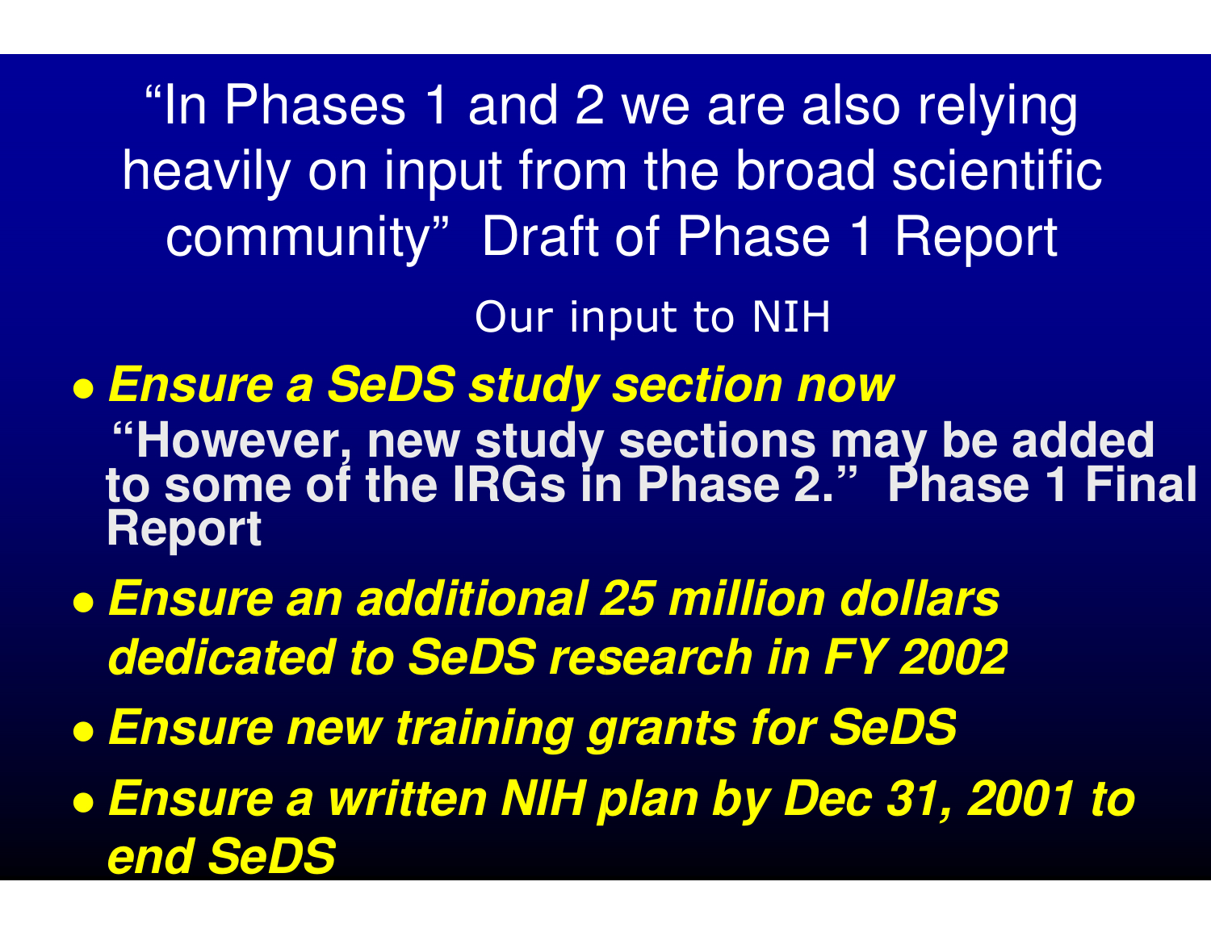"In Phases 1 and 2 we are also relying heavily on input from the broad scientific community" Draft of Phase 1 Report

Our input to NIH

- ***Ensure a SeDS study section now***

  **"However, new study sections may be added to some of the IRGs in Phase 2." Phase 1 Final Report**

- ***Ensure an additional 25 million dollars dedicated to SeDS research in FY 2002***
- ***Ensure new training grants for SeDS***
- ***Ensure a written NIH plan by Dec 31, 2001 to end SeDS***